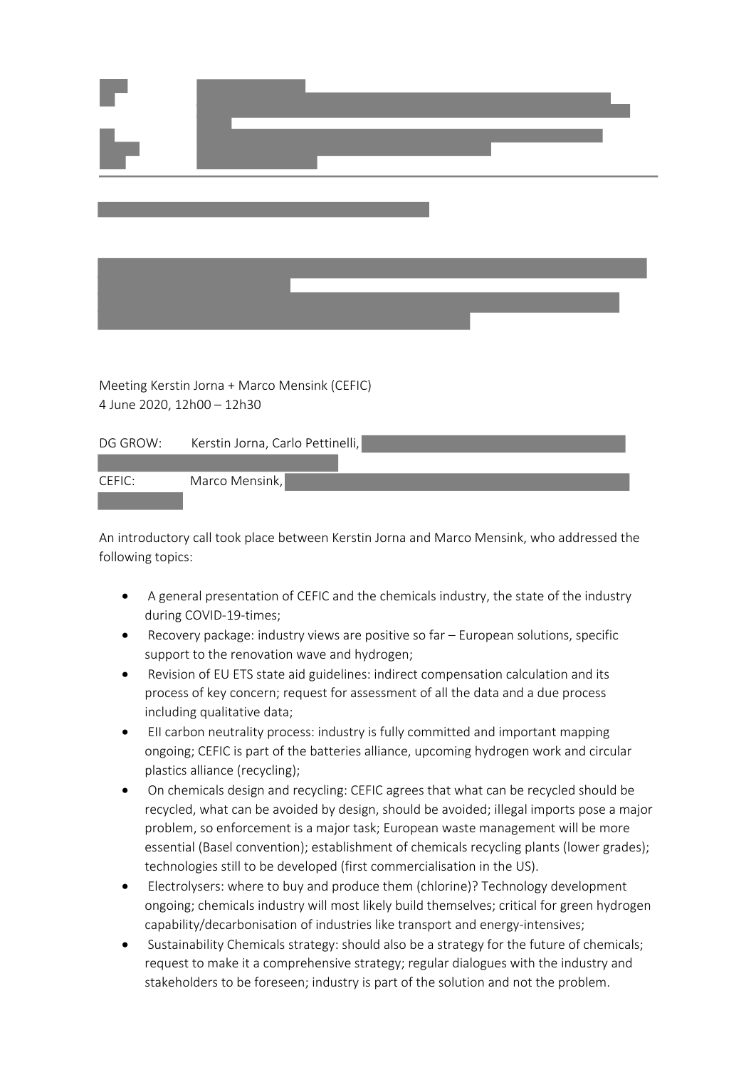Meeting Kerstin Jorna + Marco Mensink (CEFIC)
4 June 2020, 12h00 – 12h30

DG GROW: Kerstin Jorna, Carlo Pettinelli,

CEFIC: Marco Mensink,

An introductory call took place between Kerstin Jorna and Marco Mensink, who addressed the following topics:

- A general presentation of CEFIC and the chemicals industry, the state of the industry during COVID-19-times;
- Recovery package: industry views are positive so far – European solutions, specific support to the renovation wave and hydrogen;
- Revision of EU ETS state aid guidelines: indirect compensation calculation and its process of key concern; request for assessment of all the data and a due process including qualitative data;
- EII carbon neutrality process: industry is fully committed and important mapping ongoing; CEFIC is part of the batteries alliance, upcoming hydrogen work and circular plastics alliance (recycling);
- On chemicals design and recycling: CEFIC agrees that what can be recycled should be recycled, what can be avoided by design, should be avoided; illegal imports pose a major problem, so enforcement is a major task; European waste management will be more essential (Basel convention); establishment of chemicals recycling plants (lower grades); technologies still to be developed (first commercialisation in the US).
- Electrolysers: where to buy and produce them (chlorine)? Technology development ongoing; chemicals industry will most likely build themselves; critical for green hydrogen capability/decarbonisation of industries like transport and energy-intensives;
- Sustainability Chemicals strategy: should also be a strategy for the future of chemicals; request to make it a comprehensive strategy; regular dialogues with the industry and stakeholders to be foreseen; industry is part of the solution and not the problem.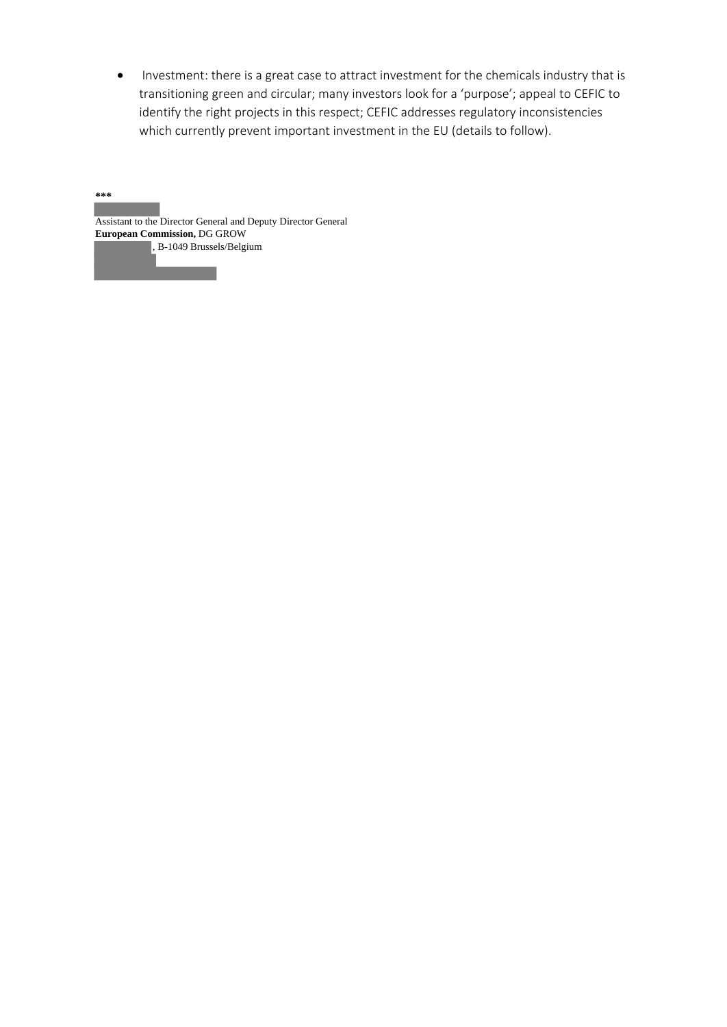- Investment: there is a great case to attract investment for the chemicals industry that is transitioning green and circular; many investors look for a ‘purpose’; appeal to CEFIC to identify the right projects in this respect; CEFIC addresses regulatory inconsistencies which currently prevent important investment in the EU (details to follow).

***

Assistant to the Director General and Deputy Director General
**European Commission,** DG GROW
, B-1049 Brussels/Belgium